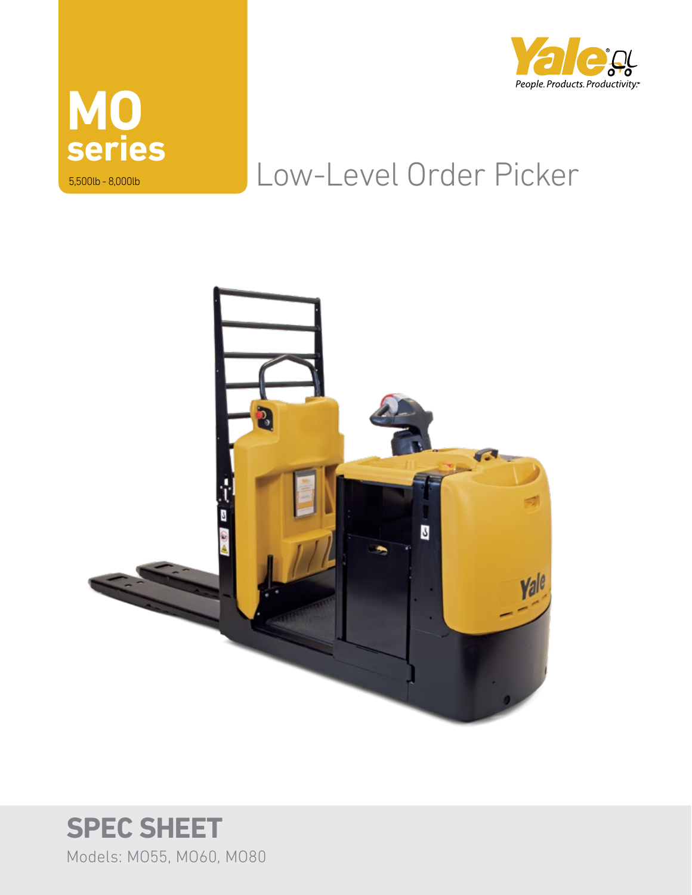# MO series

5,500lb - 8,000lb

Yale People. Products. Productivity.

## Low-Level Order Picker

## SPEC SHEET

Models: MO55, MO60, MO80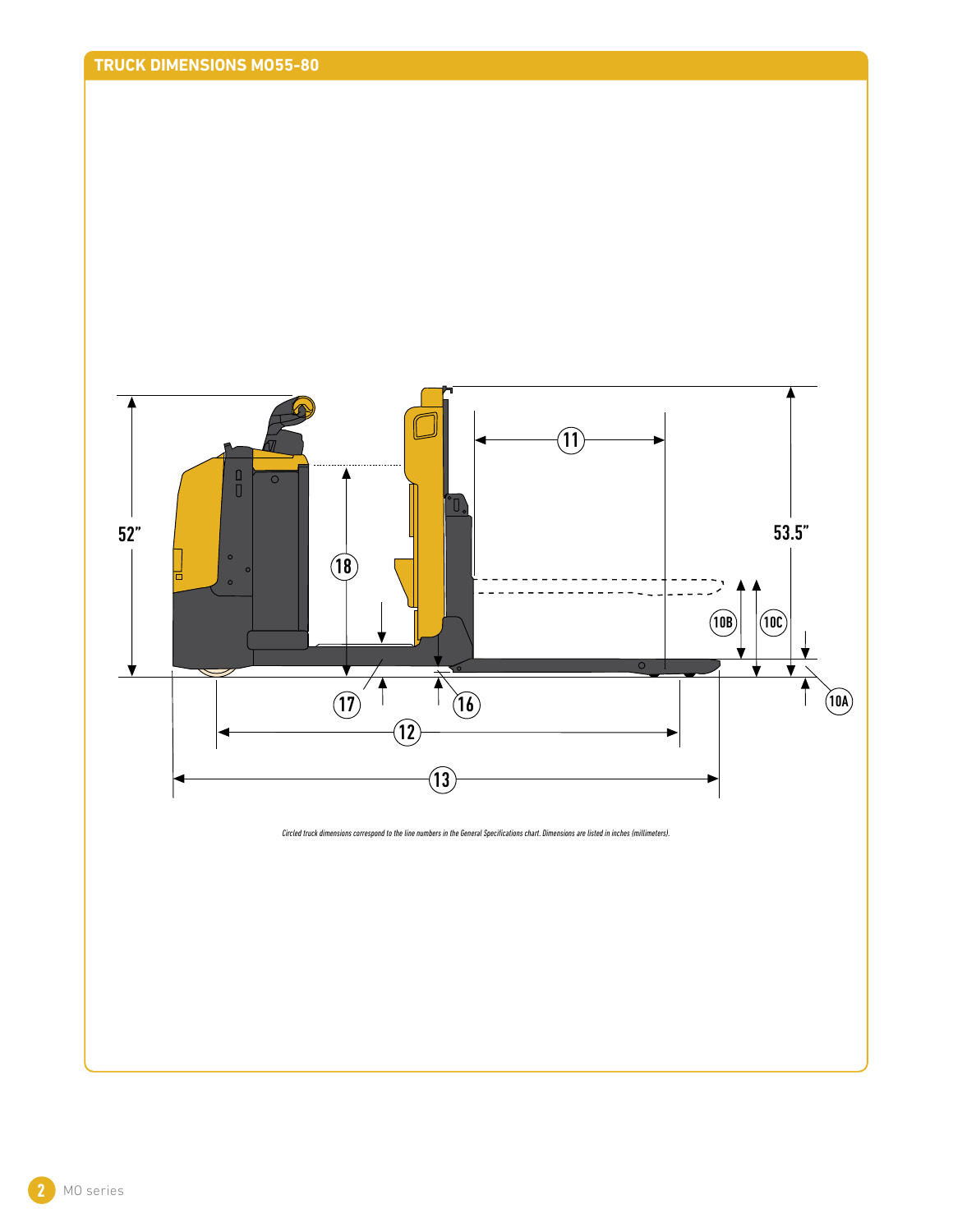## TRUCK DIMENSIONS MO55-80

52"

53.5"

11

18

10B

10C

10A

17

16

12

13

*Circled truck dimensions correspond to the line numbers in the General Specifications chart. Dimensions are listed in inches (millimeters).*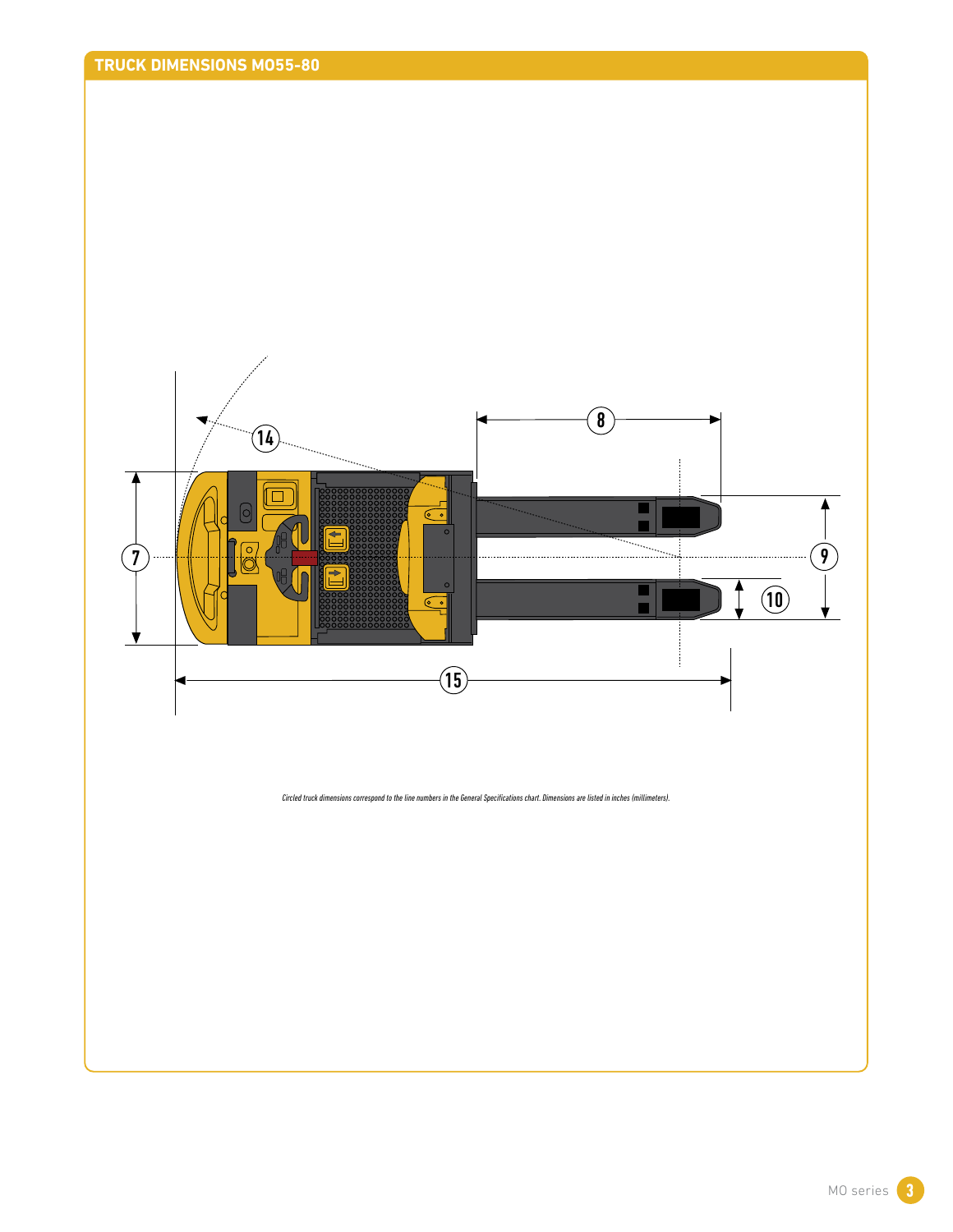## TRUCK DIMENSIONS MO55-80

*Circled truck dimensions correspond to the line numbers in the General Specifications chart. Dimensions are listed in inches (millimeters).*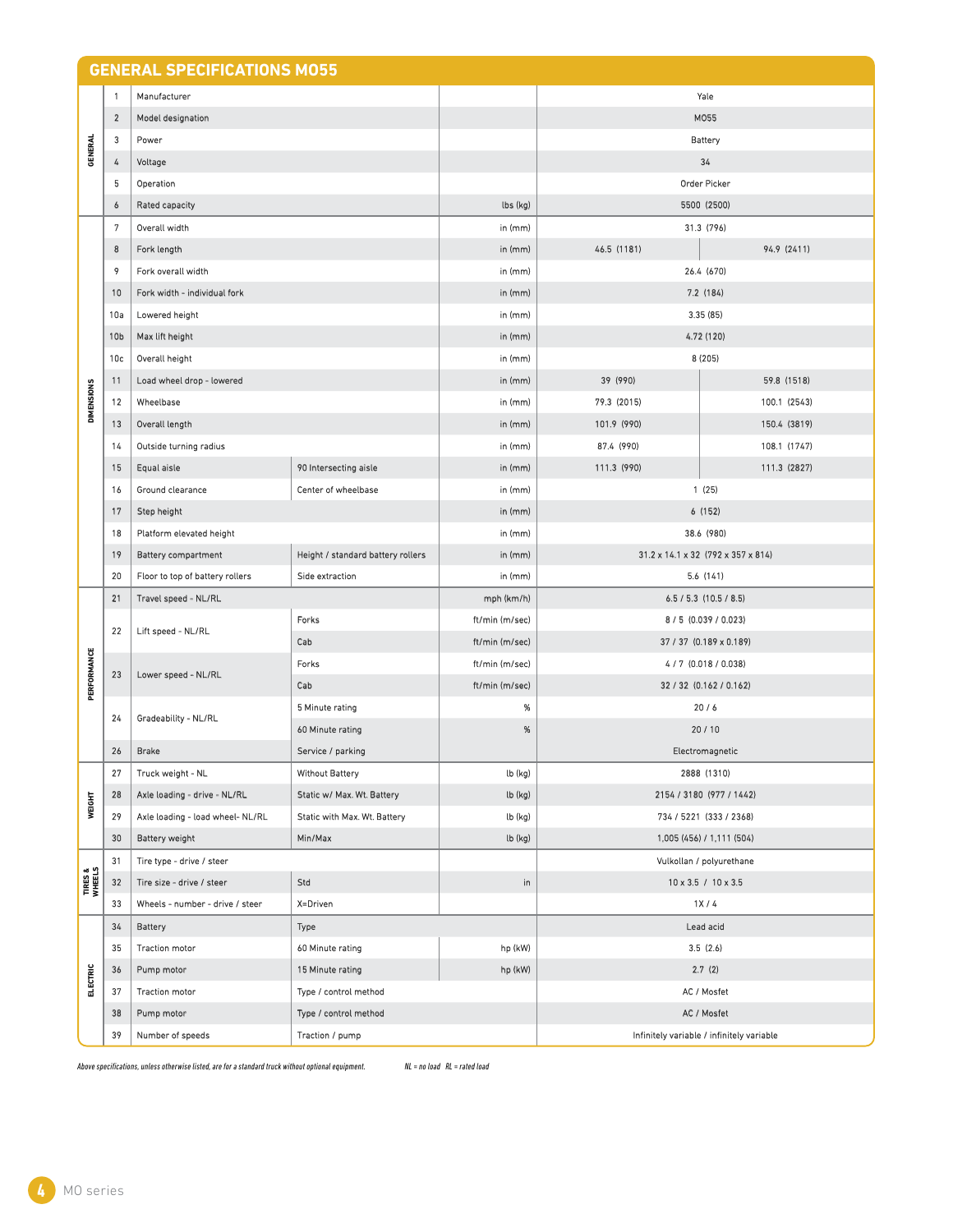## GENERAL SPECIFICATIONS MO55

| Section | # | Item | Detail | Unit | Value | |
|---|---|---|---|---|---|---|
| GENERAL | 1 | Manufacturer | | | Yale | |
| | 2 | Model designation | | | MO55 | |
| | 3 | Power | | | Battery | |
| | 4 | Voltage | | | 34 | |
| | 5 | Operation | | | Order Picker | |
| | 6 | Rated capacity | | lbs (kg) | 5500 (2500) | |
| DIMENSIONS | 7 | Overall width | | in (mm) | 31.3 (796) | |
| | 8 | Fork length | | in (mm) | 46.5 (1181) | 94.9 (2411) |
| | 9 | Fork overall width | | in (mm) | 26.4 (670) | |
| | 10 | Fork width - individual fork | | in (mm) | 7.2 (184) | |
| | 10a | Lowered height | | in (mm) | 3.35 (85) | |
| | 10b | Max lift height | | in (mm) | 4.72 (120) | |
| | 10c | Overall height | | in (mm) | 8 (205) | |
| | 11 | Load wheel drop - lowered | | in (mm) | 39 (990) | 59.8 (1518) |
| | 12 | Wheelbase | | in (mm) | 79.3 (2015) | 100.1 (2543) |
| | 13 | Overall length | | in (mm) | 101.9 (990) | 150.4 (3819) |
| | 14 | Outside turning radius | | in (mm) | 87.4 (990) | 108.1 (1747) |
| | 15 | Equal aisle | 90 Intersecting aisle | in (mm) | 111.3 (990) | 111.3 (2827) |
| | 16 | Ground clearance | Center of wheelbase | in (mm) | 1 (25) | |
| | 17 | Step height | | in (mm) | 6 (152) | |
| | 18 | Platform elevated height | | in (mm) | 38.6 (980) | |
| | 19 | Battery compartment | Height / standard battery rollers | in (mm) | 31.2 x 14.1 x 32 (792 x 357 x 814) | |
| | 20 | Floor to top of battery rollers | Side extraction | in (mm) | 5.6 (141) | |
| PERFORMANCE | 21 | Travel speed - NL/RL | | mph (km/h) | 6.5 / 5.3 (10.5 / 8.5) | |
| | 22 | Lift speed - NL/RL | Forks | ft/min (m/sec) | 8 / 5 (0.039 / 0.023) | |
| | | | Cab | ft/min (m/sec) | 37 / 37 (0.189 x 0.189) | |
| | 23 | Lower speed - NL/RL | Forks | ft/min (m/sec) | 4 / 7 (0.018 / 0.038) | |
| | | | Cab | ft/min (m/sec) | 32 / 32 (0.162 / 0.162) | |
| | 24 | Gradeability - NL/RL | 5 Minute rating | % | 20 / 6 | |
| | | | 60 Minute rating | % | 20 / 10 | |
| | 26 | Brake | Service / parking | | Electromagnetic | |
| WEIGHT | 27 | Truck weight - NL | Without Battery | lb (kg) | 2888 (1310) | |
| | 28 | Axle loading - drive - NL/RL | Static w/ Max. Wt. Battery | lb (kg) | 2154 / 3180 (977 / 1442) | |
| | 29 | Axle loading - load wheel- NL/RL | Static with Max. Wt. Battery | lb (kg) | 734 / 5221 (333 / 2368) | |
| | 30 | Battery weight | Min/Max | lb (kg) | 1,005 (456) / 1,111 (504) | |
| TIRES & WHEELS | 31 | Tire type - drive / steer | | | Vulkollan / polyurethane | |
| | 32 | Tire size - drive / steer | Std | in | 10 x 3.5 / 10 x 3.5 | |
| | 33 | Wheels - number - drive / steer | X=Driven | | 1X / 4 | |
| ELECTRIC | 34 | Battery | Type | | Lead acid | |
| | 35 | Traction motor | 60 Minute rating | hp (kW) | 3.5 (2.6) | |
| | 36 | Pump motor | 15 Minute rating | hp (kW) | 2.7 (2) | |
| | 37 | Traction motor | Type / control method | | AC / Mosfet | |
| | 38 | Pump motor | Type / control method | | AC / Mosfet | |
| | 39 | Number of speeds | Traction / pump | | Infinitely variable / infinitely variable | |

*Above specifications, unless otherwise listed, are for a standard truck without optional equipment.* *NL = no load RL = rated load*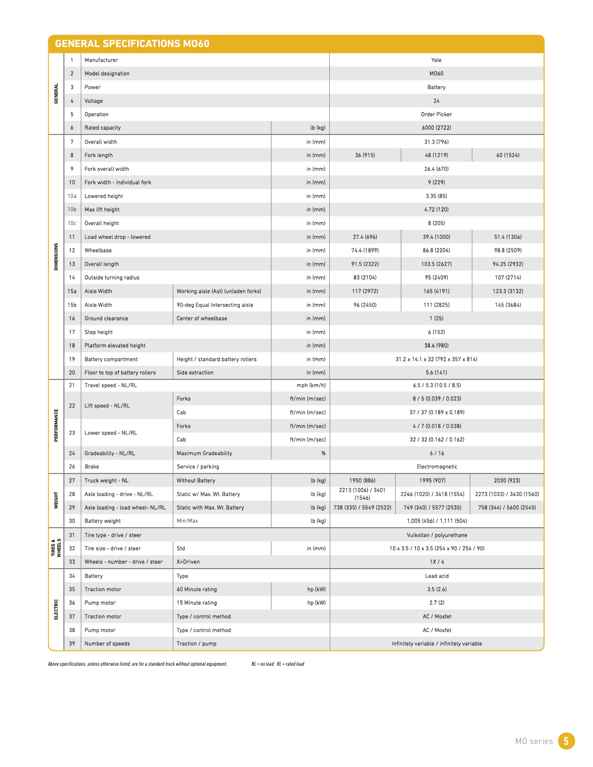## GENERAL SPECIFICATIONS MO60

| Section | No. | Item | Detail | Unit | | | |
|---|---|---|---|---|---|---|---|
| GENERAL | 1 | Manufacturer | | | Yale | | |
| | 2 | Model designation | | | MO60 | | |
| | 3 | Power | | | Battery | | |
| | 4 | Voltage | | | 24 | | |
| | 5 | Operation | | | Order Picker | | |
| | 6 | Rated capacity | | lb (kg) | 6000 (2722) | | |
| DIMENSIONS | 7 | Overall width | | in (mm) | 31.3 (796) | | |
| | 8 | Fork length | | in (mm) | 36 (915) | 48 (1219) | 60 (1524) |
| | 9 | Fork overall width | | in (mm) | 26.4 (670) | | |
| | 10 | Fork width - individual fork | | in (mm) | 9 (229) | | |
| | 10a | Lowered height | | in (mm) | 3.35 (85) | | |
| | 10b | Max lift height | | in (mm) | 4.72 (120) | | |
| | 10c | Overall height | | in (mm) | 8 (205) | | |
| | 11 | Load wheel drop - lowered | | in (mm) | 27.4 (696) | 39.4 (1000) | 51.4 (1306) |
| | 12 | Wheelbase | | in (mm) | 74.4 (1899) | 86.8 (2204) | 98.8 (2509) |
| | 13 | Overall length | | in (mm) | 91.5 (2322) | 103.5 (2627) | 94.25 (2932) |
| | 14 | Outside turning radius | | in (mm) | 83 (2104) | 95 (2409) | 107 (2714) |
| | 15a | Aisle Width | Working aisle (Ast) (unladen forks) | in (mm) | 117 (2972) | 165 (4191) | 123.3 (3132) |
| | 15b | Aisle Width | 90-deg Equal Intersecting aisle | in (mm) | 96 (2450) | 111 (2825) | 145 (3684) |
| | 16 | Ground clearance | Center of wheelbase | in (mm) | 1 (25) | | |
| | 17 | Step height | | in (mm) | 6 (152) | | |
| | 18 | Platform elevated height | | in (mm) | 38.6 (980) | | |
| | 19 | Battery compartment | Height / standard battery rollers | in (mm) | 31.2 x 14.1 x 32 (792 x 357 x 814) | | |
| | 20 | Floor to top of battery rollers | Side extraction | in (mm) | 5.6 (141) | | |
| PERFORMANCE | 21 | Travel speed - NL/RL | | mph (km/h) | 6.5 / 5.3 (10.5 / 8.5) | | |
| | 22 | Lift speed - NL/RL | Forks | ft/min (m/sec) | 8 / 5 (0.039 / 0.023) | | |
| | | | Cab | ft/min (m/sec) | 37 / 37 (0.189 x 0.189) | | |
| | 23 | Lower speed - NL/RL | Forks | ft/min (m/sec) | 4 / 7 (0.018 / 0.038) | | |
| | | | Cab | ft/min (m/sec) | 32 / 32 (0.162 / 0.162) | | |
| | 24 | Gradeability - NL/RL | Maximum Gradeability | % | 6 / 16 | | |
| | 26 | Brake | Service / parking | | Electromagnetic | | |
| WEIGHT | 27 | Truck weight - NL | Without Battery | lb (kg) | 1950 (886) | 1995 (907) | 2030 (923) |
| | 28 | Axle loading - drive - NL/RL | Static w/ Max. Wt. Battery | lb (kg) | 2213 (1006) / 3401 (1546) | 2246 (1020) / 3418 (1554) | 2273 (1033) / 3430 (1560) |
| | 29 | Axle loading - load wheel- NL/RL | Static with Max. Wt. Battery | lb (kg) | 738 (335) / 5549 (2522) | 749 (340) / 5577 (2535) | 758 (344) / 5600 (2545) |
| | 30 | Battery weight | Min/Max | lb (kg) | 1,005 (456) / 1,111 (504) | | |
| TIRES & WHEELS | 31 | Tire type - drive / steer | | | Vulkollan / polyurethane | | |
| | 32 | Tire size - drive / steer | Std | in (mm) | 10 x 3.5 / 10 x 3.5 (254 x 90 / 254 / 90) | | |
| | 33 | Wheels - number - drive / steer | X=Driven | | 1X / 4 | | |
| ELECTRIC | 34 | Battery | Type | | Lead acid | | |
| | 35 | Traction motor | 60 Minute rating | hp (kW) | 3.5 (2.6) | | |
| | 36 | Pump motor | 15 Minute rating | hp (kW) | 2.7 (2) | | |
| | 37 | Traction motor | Type / control method | | AC / Mosfet | | |
| | 38 | Pump motor | Type / control method | | AC / Mosfet | | |
| | 39 | Number of speeds | Traction / pump | | Infinitely variable / infinitely variable | | |

*Above specifications, unless otherwise listed, are for a standard truck without optional equipment.* *NL = no load RL = rated load*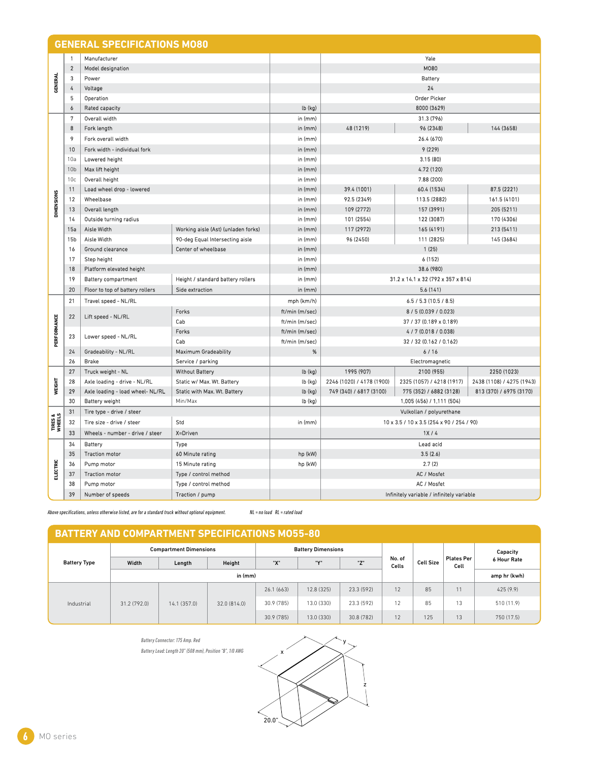## GENERAL SPECIFICATIONS MO80

| Section | # | Item | Detail | Unit | | | |
|---|---|---|---|---|---|---|---|
| GENERAL | 1 | Manufacturer | | | Yale | | |
| | 2 | Model designation | | | MO80 | | |
| | 3 | Power | | | Battery | | |
| | 4 | Voltage | | | 24 | | |
| | 5 | Operation | | | Order Picker | | |
| | 6 | Rated capacity | | lb (kg) | 8000 (3629) | | |
| DIMENSIONS | 7 | Overall width | | in (mm) | 31.3 (796) | | |
| | 8 | Fork length | | in (mm) | 48 (1219) | 96 (2348) | 144 (3658) |
| | 9 | Fork overall width | | in (mm) | 26.4 (670) | | |
| | 10 | Fork width - individual fork | | in (mm) | 9 (229) | | |
| | 10a | Lowered height | | in (mm) | 3.15 (80) | | |
| | 10b | Max lift height | | in (mm) | 4.72 (120) | | |
| | 10c | Overall height | | in (mm) | 7.88 (200) | | |
| | 11 | Load wheel drop - lowered | | in (mm) | 39.4 (1001) | 60.4 (1534) | 87.5 (2221) |
| | 12 | Wheelbase | | in (mm) | 92.5 (2349) | 113.5 (2882) | 161.5 (4101) |
| | 13 | Overall length | | in (mm) | 109 (2772) | 157 (3991) | 205 (5211) |
| | 14 | Outside turning radius | | in (mm) | 101 (2554) | 122 (3087) | 170 (4306) |
| | 15a | Aisle Width | Working aisle (Ast) (unladen forks) | in (mm) | 117 (2972) | 165 (4191) | 213 (5411) |
| | 15b | Aisle Width | 90-deg Equal Intersecting aisle | in (mm) | 96 (2450) | 111 (2825) | 145 (3684) |
| | 16 | Ground clearance | Center of wheelbase | in (mm) | 1 (25) | | |
| | 17 | Step height | | in (mm) | 6 (152) | | |
| | 18 | Platform elevated height | | in (mm) | 38.6 (980) | | |
| | 19 | Battery compartment | Height / standard battery rollers | in (mm) | 31.2 x 14.1 x 32 (792 x 357 x 814) | | |
| | 20 | Floor to top of battery rollers | Side extraction | in (mm) | 5.6 (141) | | |
| PERFORMANCE | 21 | Travel speed - NL/RL | | mph (km/h) | 6.5 / 5.3 (10.5 / 8.5) | | |
| | 22 | Lift speed - NL/RL | Forks | ft/min (m/sec) | 8 / 5 (0.039 / 0.023) | | |
| | | | Cab | ft/min (m/sec) | 37 / 37 (0.189 x 0.189) | | |
| | 23 | Lower speed - NL/RL | Forks | ft/min (m/sec) | 4 / 7 (0.018 / 0.038) | | |
| | | | Cab | ft/min (m/sec) | 32 / 32 (0.162 / 0.162) | | |
| | 24 | Gradeability - NL/RL | Maximum Gradeability | % | 6 / 16 | | |
| | 26 | Brake | Service / parking | | Electromagnetic | | |
| WEIGHT | 27 | Truck weight - NL | Without Battery | lb (kg) | 1995 (907) | 2100 (955) | 2250 (1023) |
| | 28 | Axle loading - drive - NL/RL | Static w/ Max. Wt. Battery | lb (kg) | 2246 (1020) / 4178 (1900) | 2325 (1057) / 4218 (1917) | 2438 (1108) / 4275 (1943) |
| | 29 | Axle loading - load wheel- NL/RL | Static with Max. Wt. Battery | lb (kg) | 749 (340) / 6817 (3100) | 775 (352) / 6882 (3128) | 813 (370) / 6975 (3170) |
| | 30 | Battery weight | Min/Max | lb (kg) | 1,005 (456) / 1,111 (504) | | |
| TIRES & WHEELS | 31 | Tire type - drive / steer | | | Vulkollan / polyurethane | | |
| | 32 | Tire size - drive / steer | Std | in (mm) | 10 x 3.5 / 10 x 3.5 (254 x 90 / 254 / 90) | | |
| | 33 | Wheels - number - drive / steer | X=Driven | | 1X / 4 | | |
| ELECTRIC | 34 | Battery | Type | | Lead acid | | |
| | 35 | Traction motor | 60 Minute rating | hp (kW) | 3.5 (2.6) | | |
| | 36 | Pump motor | 15 Minute rating | hp (kW) | 2.7 (2) | | |
| | 37 | Traction motor | Type / control method | | AC / Mosfet | | |
| | 38 | Pump motor | Type / control method | | AC / Mosfet | | |
| | 39 | Number of speeds | Traction / pump | | Infinitely variable / infinitely variable | | |

*Above specifications, unless otherwise listed, are for a standard truck without optional equipment.* *NL = no load RL = rated load*

## BATTERY AND COMPARTMENT SPECIFICATIONS MO55-80

| Battery Type | Compartment Dimensions | | | Battery Dimensions | | | No. of Cells | Cell Size | Plates Per Cell | Capacity 6 Hour Rate |
|---|---|---|---|---|---|---|---|---|---|---|
| | Width | Length | Height | "X" | "Y" | "Z" | | | | |
| | in (mm) | | | | | | | | | amp hr (kwh) |
| Industrial | 31.2 (792.0) | 14.1 (357.0) | 32.0 (814.0) | 26.1 (663) | 12.8 (325) | 23.3 (592) | 12 | 85 | 11 | 425 (9.9) |
| | | | | 30.9 (785) | 13.0 (330) | 23.3 (592) | 12 | 85 | 13 | 510 (11.9) |
| | | | | 30.9 (785) | 13.0 (330) | 30.8 (782) | 12 | 125 | 13 | 750 (17.5) |

*Battery Connector: 175 Amp. Red*

*Battery Lead: Length 20" (508 mm), Position "B", 1/0 AWG*

x y z 20.0"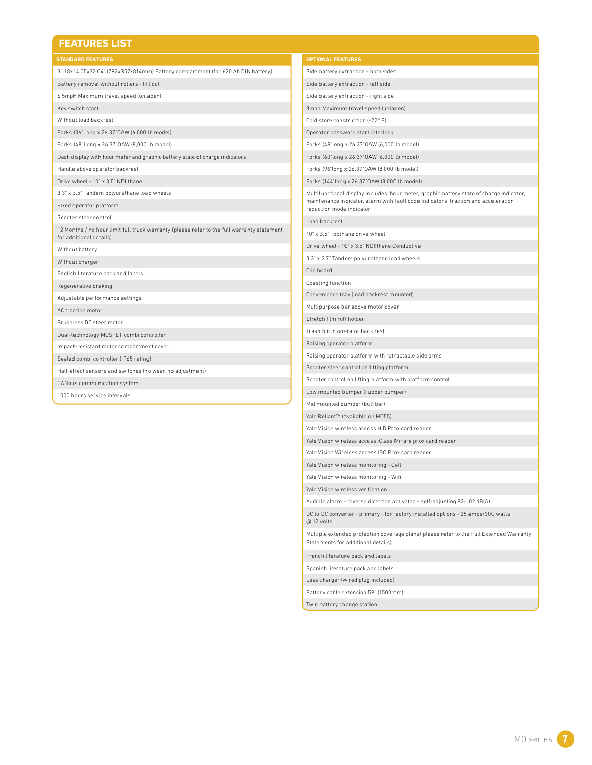## FEATURES LIST

| STANDARD FEATURES |
|---|
| 31.18x14.05x32.04" (792x357x814mm) Battery compartment (for 620 Ah DIN battery) |
| Battery removal without rollers - lift out |
| 6.5mph Maximum travel speed (unladen) |
| Key switch start |
| Without load backrest |
| Forks (36"Long x 26.37"OAW (6,000 lb model) |
| Forks (48"Long x 26.37"OAW (8,000 lb model) |
| Dash display with hour meter and graphic battery state of charge indicators |
| Handle above operator backrest |
| Drive wheel - 10" x 3.5" NDIlthane |
| 3.3" x 3.5" Tandem polyurethane load wheels |
| Fixed operator platform |
| Scooter steer control |
| 12 Months / no hour limit full truck warranty (please refer to the full warranty statement for additional details). |
| Without battery |
| Without charger |
| English literature pack and labels |
| Regenerative braking |
| Adjustable performance settings |
| AC traction motor |
| Brushless DC steer motor |
| Dual-technology MOSFET combi controller |
| Impact-resistant motor compartment cover |
| Sealed combi controller (IP65 rating) |
| Hall-effect sensors and switches (no wear, no adjustment) |
| CANbus communication system |
| 1000 hours service intervals |

| OPTIONAL FEATURES |
|---|
| Side battery extraction - both sides |
| Side battery extraction - left side |
| Side battery extraction - right side |
| 8mph Maximum travel speed (unladen) |
| Cold store construction (-22° F) |
| Operator password start interlock |
| Forks (48"long x 26.37"OAW (6,000 lb model) |
| Forks (60"long x 26.37"OAW (6,000 lb model) |
| Forks (96"long x 26.37"OAW (8,000 lb model) |
| Forks (144"long x 26.37"OAW (8,000 lb model) |
| Multifunctional display includes: hour meter, graphic battery state of charge indicator, maintenance indicator, alarm with fault code indicators, traction and acceleration reduction mode indicator |
| Load backrest |
| 10" x 3.5" Topthane drive wheel |
| Drive wheel - 10" x 3.5" NDIlthane Conductive |
| 3.3" x 2.7" Tandem polyurethane load wheels |
| Clip board |
| Coasting function |
| Convenience tray (load backrest mounted) |
| Multipurpose bar above motor cover |
| Stretch film roll holder |
| Trash bin in operator back rest |
| Raising operator platform |
| Raising operator platform with retractable side arms |
| Scooter steer control on lifting platform |
| Scooter control on lifting platform with platform control |
| Low mounted bumper (rubber bumper) |
| Mid mounted bumper (bull bar) |
| Yale Reliant™ (available on MO55) |
| Yale Vision wireless access HID Prox card reader |
| Yale Vision wireless access iClass MiFare prox card reader |
| Yale Vision Wireless access ISO Prox card reader |
| Yale Vision wireless monitoring - Cell |
| Yale Vision wireless monitoring - Wifi |
| Yale Vision wireless verification |
| Audible alarm - reverse direction activated - self-adjusting 82-102 dB(A) |
| DC to DC converter - primary - for factory installed options - 25 amps/300 watts @ 12 volts |
| Multiple extended protection coverage plans( please refer to the Full Extended Warranty Statements for additional details). |
| French literature pack and labels |
| Spanish literature pack and labels |
| Less charger (wired plug included) |
| Battery cable extension 59" (1500mm) |
| Twin battery change station |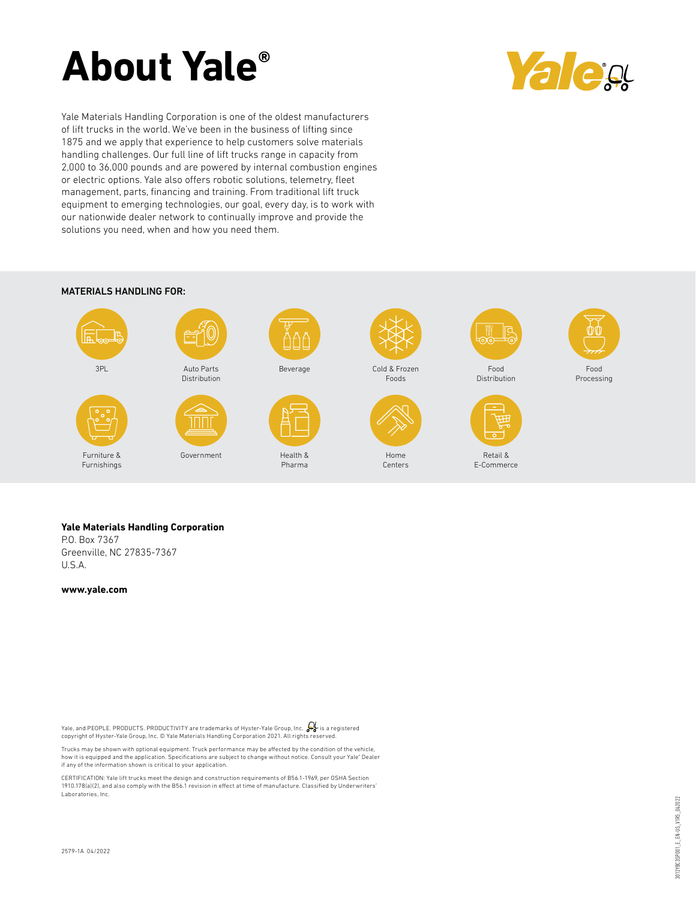# About Yale®

Yale Materials Handling Corporation is one of the oldest manufacturers of lift trucks in the world. We've been in the business of lifting since 1875 and we apply that experience to help customers solve materials handling challenges. Our full line of lift trucks range in capacity from 2,000 to 36,000 pounds and are powered by internal combustion engines or electric options. Yale also offers robotic solutions, telemetry, fleet management, parts, financing and training. From traditional lift truck equipment to emerging technologies, our goal, every day, is to work with our nationwide dealer network to continually improve and provide the solutions you need, when and how you need them.

## MATERIALS HANDLING FOR:

- 3PL
- Auto Parts Distribution
- Beverage
- Cold & Frozen Foods
- Food Distribution
- Food Processing
- Furniture & Furnishings
- Government
- Health & Pharma
- Home Centers
- Retail & E-Commerce

**Yale Materials Handling Corporation**
P.O. Box 7367
Greenville, NC 27835-7367
U.S.A.

**www.yale.com**

Yale, and PEOPLE. PRODUCTS. PRODUCTIVITY are trademarks of Hyster-Yale Group, Inc. is a registered copyright of Hyster-Yale Group, Inc. © Yale Materials Handling Corporation 2021. All rights reserved.

Trucks may be shown with optional equipment. Truck performance may be affected by the condition of the vehicle, how it is equipped and the application. Specifications are subject to change without notice. Consult your Yale® Dealer if any of the information shown is critical to your application.

CERTIFICATION: Yale lift trucks meet the design and construction requirements of B56.1-1969, per OSHA Section 1910.178(a)(2), and also comply with the B56.1 revision in effect at time of manufacture. Classified by Underwriters' Laboratories, Inc.

2579-1A 04/2022

3012YBC3SP001_E_EN-US_Y185_042022